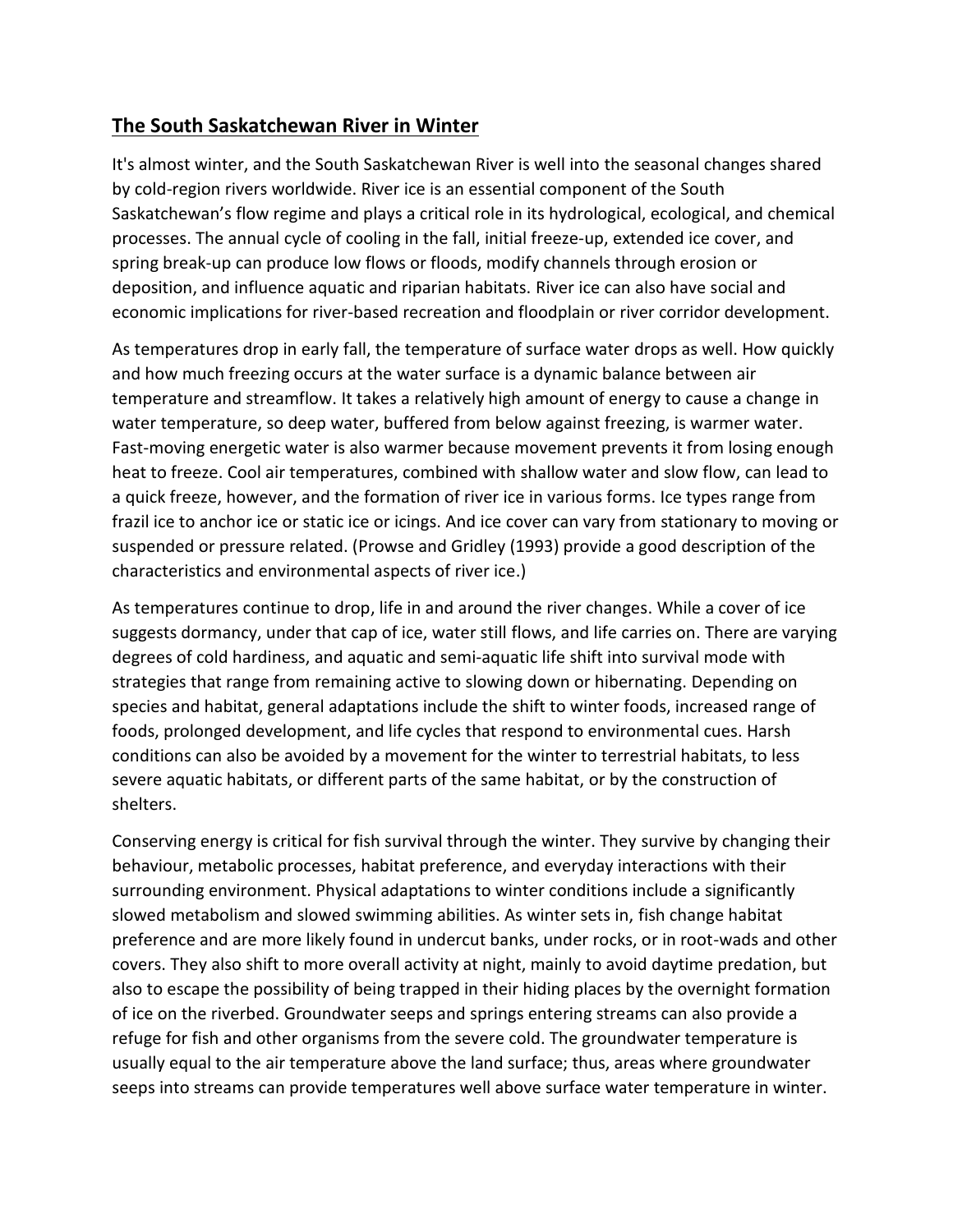## The South Saskatchewan River in Winter

It's almost winter, and the South Saskatchewan River is well into the seasonal changes shared by cold-region rivers worldwide. River ice is an essential component of the South Saskatchewan's flow regime and plays a critical role in its hydrological, ecological, and chemical processes. The annual cycle of cooling in the fall, initial freeze-up, extended ice cover, and spring break-up can produce low flows or floods, modify channels through erosion or deposition, and influence aquatic and riparian habitats. River ice can also have social and economic implications for river-based recreation and floodplain or river corridor development.

As temperatures drop in early fall, the temperature of surface water drops as well. How quickly and how much freezing occurs at the water surface is a dynamic balance between air temperature and streamflow. It takes a relatively high amount of energy to cause a change in water temperature, so deep water, buffered from below against freezing, is warmer water. Fast-moving energetic water is also warmer because movement prevents it from losing enough heat to freeze. Cool air temperatures, combined with shallow water and slow flow, can lead to a quick freeze, however, and the formation of river ice in various forms. Ice types range from frazil ice to anchor ice or static ice or icings. And ice cover can vary from stationary to moving or suspended or pressure related. (Prowse and Gridley (1993) provide a good description of the characteristics and environmental aspects of river ice.)

As temperatures continue to drop, life in and around the river changes. While a cover of ice suggests dormancy, under that cap of ice, water still flows, and life carries on. There are varying degrees of cold hardiness, and aquatic and semi-aquatic life shift into survival mode with strategies that range from remaining active to slowing down or hibernating. Depending on species and habitat, general adaptations include the shift to winter foods, increased range of foods, prolonged development, and life cycles that respond to environmental cues. Harsh conditions can also be avoided by a movement for the winter to terrestrial habitats, to less severe aquatic habitats, or different parts of the same habitat, or by the construction of shelters.

Conserving energy is critical for fish survival through the winter. They survive by changing their behaviour, metabolic processes, habitat preference, and everyday interactions with their surrounding environment. Physical adaptations to winter conditions include a significantly slowed metabolism and slowed swimming abilities. As winter sets in, fish change habitat preference and are more likely found in undercut banks, under rocks, or in root-wads and other covers. They also shift to more overall activity at night, mainly to avoid daytime predation, but also to escape the possibility of being trapped in their hiding places by the overnight formation of ice on the riverbed. Groundwater seeps and springs entering streams can also provide a refuge for fish and other organisms from the severe cold. The groundwater temperature is usually equal to the air temperature above the land surface; thus, areas where groundwater seeps into streams can provide temperatures well above surface water temperature in winter.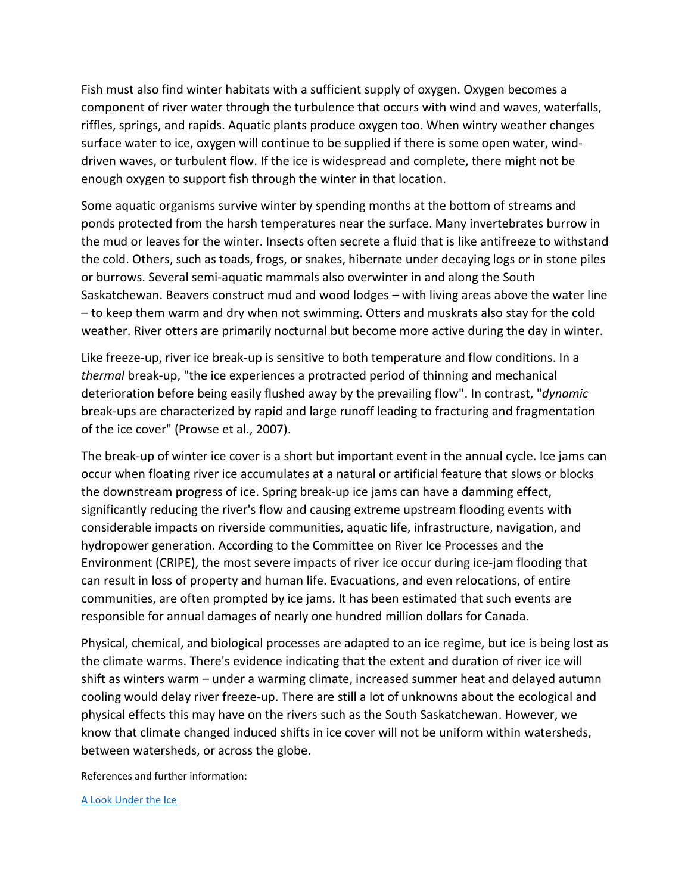Fish must also find winter habitats with a sufficient supply of oxygen. Oxygen becomes a component of river water through the turbulence that occurs with wind and waves, waterfalls, riffles, springs, and rapids. Aquatic plants produce oxygen too. When wintry weather changes surface water to ice, oxygen will continue to be supplied if there is some open water, wind-driven waves, or turbulent flow. If the ice is widespread and complete, there might not be enough oxygen to support fish through the winter in that location.

Some aquatic organisms survive winter by spending months at the bottom of streams and ponds protected from the harsh temperatures near the surface. Many invertebrates burrow in the mud or leaves for the winter. Insects often secrete a fluid that is like antifreeze to withstand the cold. Others, such as toads, frogs, or snakes, hibernate under decaying logs or in stone piles or burrows. Several semi-aquatic mammals also overwinter in and along the South Saskatchewan. Beavers construct mud and wood lodges – with living areas above the water line – to keep them warm and dry when not swimming. Otters and muskrats also stay for the cold weather. River otters are primarily nocturnal but become more active during the day in winter.

Like freeze-up, river ice break-up is sensitive to both temperature and flow conditions. In a *thermal* break-up, "the ice experiences a protracted period of thinning and mechanical deterioration before being easily flushed away by the prevailing flow". In contrast, "*dynamic* break-ups are characterized by rapid and large runoff leading to fracturing and fragmentation of the ice cover" (Prowse et al., 2007).

The break-up of winter ice cover is a short but important event in the annual cycle. Ice jams can occur when floating river ice accumulates at a natural or artificial feature that slows or blocks the downstream progress of ice. Spring break-up ice jams can have a damming effect, significantly reducing the river's flow and causing extreme upstream flooding events with considerable impacts on riverside communities, aquatic life, infrastructure, navigation, and hydropower generation. According to the Committee on River Ice Processes and the Environment (CRIPE), the most severe impacts of river ice occur during ice-jam flooding that can result in loss of property and human life. Evacuations, and even relocations, of entire communities, are often prompted by ice jams. It has been estimated that such events are responsible for annual damages of nearly one hundred million dollars for Canada.

Physical, chemical, and biological processes are adapted to an ice regime, but ice is being lost as the climate warms. There's evidence indicating that the extent and duration of river ice will shift as winters warm – under a warming climate, increased summer heat and delayed autumn cooling would delay river freeze-up. There are still a lot of unknowns about the ecological and physical effects this may have on the rivers such as the South Saskatchewan. However, we know that climate changed induced shifts in ice cover will not be uniform within watersheds, between watersheds, or across the globe.

References and further information:

[A Look Under the Ice]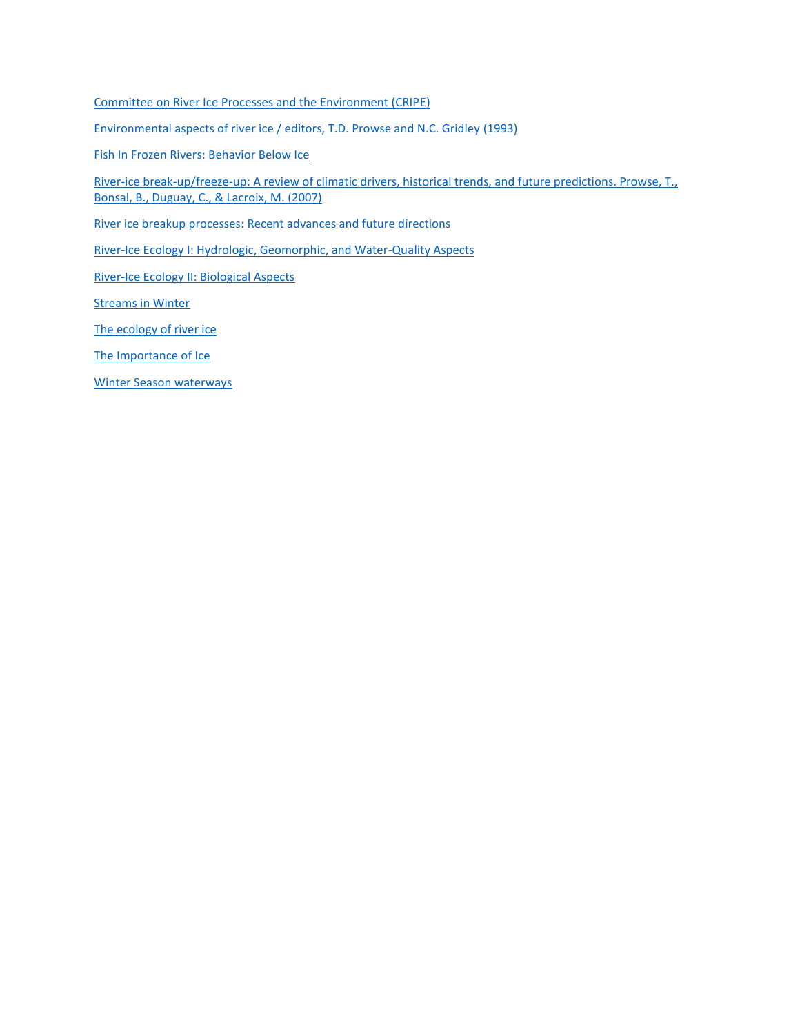Committee on River Ice Processes and the Environment (CRIPE)

Environmental aspects of river ice / editors, T.D. Prowse and N.C. Gridley (1993)

Fish In Frozen Rivers: Behavior Below Ice

River-ice break-up/freeze-up: A review of climatic drivers, historical trends, and future predictions. Prowse, T., Bonsal, B., Duguay, C., & Lacroix, M. (2007)

River ice breakup processes: Recent advances and future directions

River-Ice Ecology I: Hydrologic, Geomorphic, and Water-Quality Aspects

River-Ice Ecology II: Biological Aspects

Streams in Winter

The ecology of river ice

The Importance of Ice

Winter Season waterways